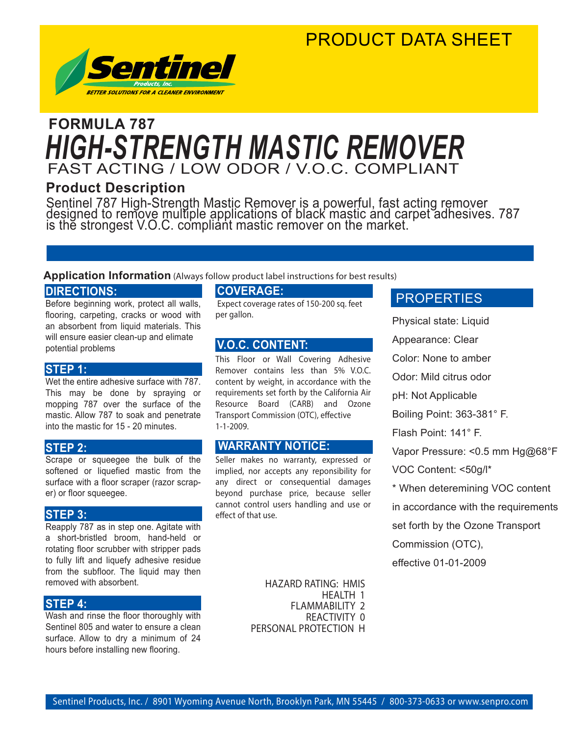PRODUCT DATA SHEET

**Sentinel** Products, Inc.
BETTER SOLUTIONS FOR A CLEANER ENVIRONMENT

## FORMULA 787

# *HIGH-STRENGTH MASTIC REMOVER*

FAST ACTING / LOW ODOR / V.O.C. COMPLIANT

## Product Description

Sentinel 787 High-Strength Mastic Remover is a powerful, fast acting remover designed to remove multiple applications of black mastic and carpet adhesives. 787 is the strongest V.O.C. compliant mastic remover on the market.

### Application Information (Always follow product label instructions for best results)

#### DIRECTIONS:

Before beginning work, protect all walls, flooring, carpeting, cracks or wood with an absorbent from liquid materials. This will ensure easier clean-up and elimate potential problems

#### STEP 1:

Wet the entire adhesive surface with 787. This may be done by spraying or mopping 787 over the surface of the mastic. Allow 787 to soak and penetrate into the mastic for 15 - 20 minutes.

#### STEP 2:

Scrape or squeegee the bulk of the softened or liquefied mastic from the surface with a floor scraper (razor scraper) or floor squeegee.

#### STEP 3:

Reapply 787 as in step one. Agitate with a short-bristled broom, hand-held or rotating floor scrubber with stripper pads to fully lift and liquefy adhesive residue from the subfloor. The liquid may then removed with absorbent.

#### STEP 4:

Wash and rinse the floor thoroughly with Sentinel 805 and water to ensure a clean surface. Allow to dry a minimum of 24 hours before installing new flooring.

#### COVERAGE:

Expect coverage rates of 150-200 sq. feet per gallon.

#### V.O.C. CONTENT:

This Floor or Wall Covering Adhesive Remover contains less than 5% V.O.C. content by weight, in accordance with the requirements set forth by the California Air Resource Board (CARB) and Ozone Transport Commission (OTC), effective 1-1-2009.

#### WARRANTY NOTICE:

Seller makes no warranty, expressed or implied, nor accepts any reponsibility for any direct or consequential damages beyond purchase price, because seller cannot control users handling and use or effect of that use.

HAZARD RATING: HMIS
HEALTH 1
FLAMMABILITY 2
REACTIVITY 0
PERSONAL PROTECTION H

#### PROPERTIES

Physical state: Liquid

Appearance: Clear

Color: None to amber

Odor: Mild citrus odor

pH: Not Applicable

Boiling Point: 363-381° F.

Flash Point: 141° F.

Vapor Pressure: <0.5 mm Hg@68°F

VOC Content: <50g/l*

* When deteremining VOC content in accordance with the requirements set forth by the Ozone Transport Commission (OTC), effective 01-01-2009

Sentinel Products, Inc. / 8901 Wyoming Avenue North, Brooklyn Park, MN 55445 / 800-373-0633 or www.senpro.com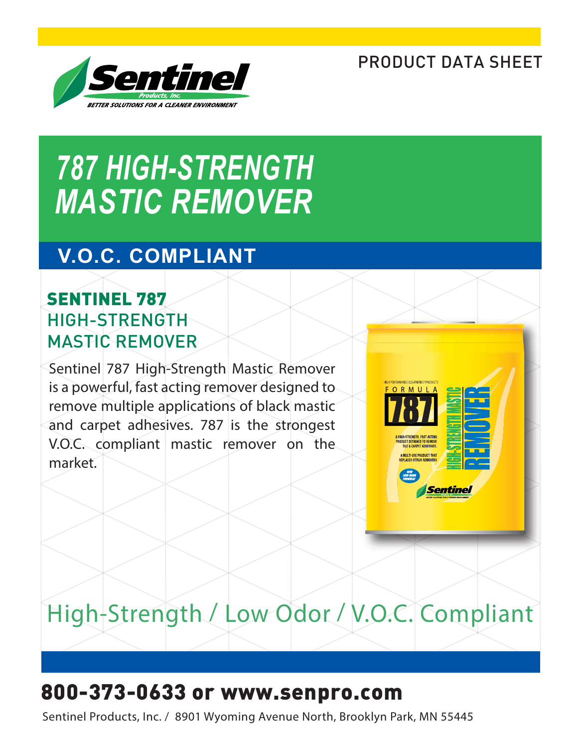PRODUCT DATA SHEET

# 787 HIGH-STRENGTH MASTIC REMOVER

## V.O.C. COMPLIANT

### SENTINEL 787 HIGH-STRENGTH MASTIC REMOVER

Sentinel 787 High-Strength Mastic Remover is a powerful, fast acting remover designed to remove multiple applications of black mastic and carpet adhesives. 787 is the strongest V.O.C. compliant mastic remover on the market.

High-Strength / Low Odor / V.O.C. Compliant

**800-373-0633 or www.senpro.com**

Sentinel Products, Inc. / 8901 Wyoming Avenue North, Brooklyn Park, MN 55445